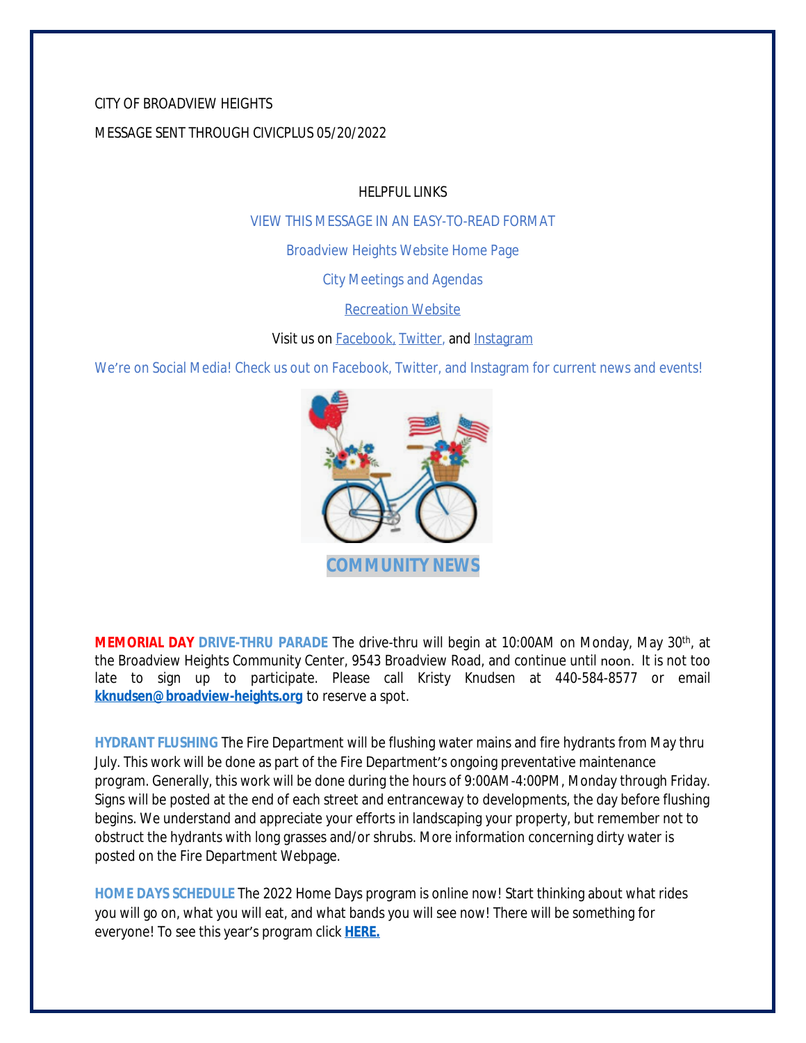CITY OF BROADVIEW HEIGHTS

MESSAGE SENT THROUGH CIVICPLUS 05/20/2022

HELPFUL LINKS

VIEW THIS MESSAGE IN AN EASY-TO-READ FORMAT

Broadview Heights Website Home Page

City Meetings and Agendas

Recreation Website

Visit us on Facebook, Twitter, and Instagram

We're on Social Media! Check us out on Facebook, Twitter, and Instagram for current news and events!

## COMMUNITY NEWS

**MEMORIAL DAY DRIVE-THRU PARADE** The drive-thru will begin at 10:00AM on Monday, May 30th, at the Broadview Heights Community Center, 9543 Broadview Road, and continue until noon. It is not too late to sign up to participate. Please call Kristy Knudsen at 440-584-8577 or email **kknudsen@broadview-heights.org** to reserve a spot.

**HYDRANT FLUSHING** The Fire Department will be flushing water mains and fire hydrants from May thru July. This work will be done as part of the Fire Department's ongoing preventative maintenance program. Generally, this work will be done during the hours of 9:00AM-4:00PM, Monday through Friday. Signs will be posted at the end of each street and entranceway to developments, the day before flushing begins. We understand and appreciate your efforts in landscaping your property, but remember not to obstruct the hydrants with long grasses and/or shrubs. More information concerning dirty water is posted on the Fire Department Webpage.

**HOME DAYS SCHEDULE** The 2022 Home Days program is online now! Start thinking about what rides you will go on, what you will eat, and what bands you will see now! There will be something for everyone! To see this year's program click **HERE.**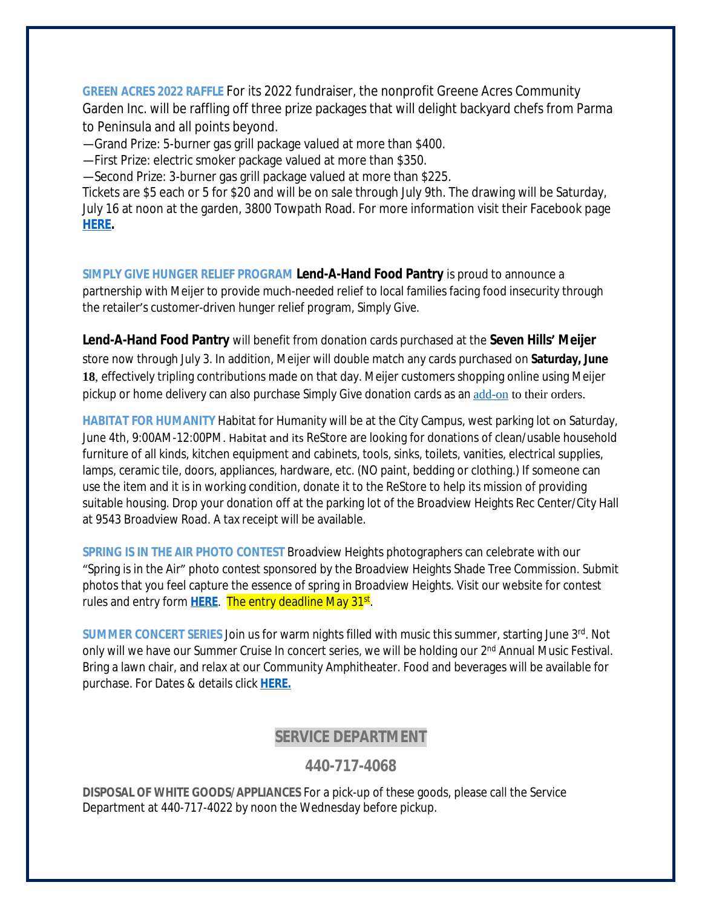**GREEN ACRES 2022 RAFFLE** For its 2022 fundraiser, the nonprofit Greene Acres Community Garden Inc. will be raffling off three prize packages that will delight backyard chefs from Parma to Peninsula and all points beyond.

—Grand Prize: 5-burner gas grill package valued at more than $400.
—First Prize: electric smoker package valued at more than $350.
—Second Prize: 3-burner gas grill package valued at more than $225.

Tickets are $5 each or 5 for $20 and will be on sale through July 9th. The drawing will be Saturday, July 16 at noon at the garden, 3800 Towpath Road. For more information visit their Facebook page **HERE.**

**SIMPLY GIVE HUNGER RELIEF PROGRAM** **Lend-A-Hand Food Pantry** is proud to announce a partnership with Meijer to provide much-needed relief to local families facing food insecurity through the retailer's customer-driven hunger relief program, Simply Give.

**Lend-A-Hand Food Pantry** will benefit from donation cards purchased at the **Seven Hills' Meijer** store now through July 3. In addition, Meijer will double match any cards purchased on **Saturday, June 18**, effectively tripling contributions made on that day. Meijer customers shopping online using Meijer pickup or home delivery can also purchase Simply Give donation cards as an add-on to their orders.

**HABITAT FOR HUMANITY** Habitat for Humanity will be at the City Campus, west parking lot on Saturday, June 4th, 9:00AM-12:00PM. Habitat and its ReStore are looking for donations of clean/usable household furniture of all kinds, kitchen equipment and cabinets, tools, sinks, toilets, vanities, electrical supplies, lamps, ceramic tile, doors, appliances, hardware, etc. (NO paint, bedding or clothing.) If someone can use the item and it is in working condition, donate it to the ReStore to help its mission of providing suitable housing. Drop your donation off at the parking lot of the Broadview Heights Rec Center/City Hall at 9543 Broadview Road. A tax receipt will be available.

**SPRING IS IN THE AIR PHOTO CONTEST** Broadview Heights photographers can celebrate with our "Spring is in the Air" photo contest sponsored by the Broadview Heights Shade Tree Commission. Submit photos that you feel capture the essence of spring in Broadview Heights. Visit our website for contest rules and entry form **HERE**. The entry deadline May 31st.

**SUMMER CONCERT SERIES** Join us for warm nights filled with music this summer, starting June 3rd. Not only will we have our Summer Cruise In concert series, we will be holding our 2nd Annual Music Festival. Bring a lawn chair, and relax at our Community Amphitheater. Food and beverages will be available for purchase. For Dates & details click **HERE.**

## SERVICE DEPARTMENT

## 440-717-4068

**DISPOSAL OF WHITE GOODS/APPLIANCES** For a pick-up of these goods, please call the Service Department at 440-717-4022 by noon the Wednesday before pickup.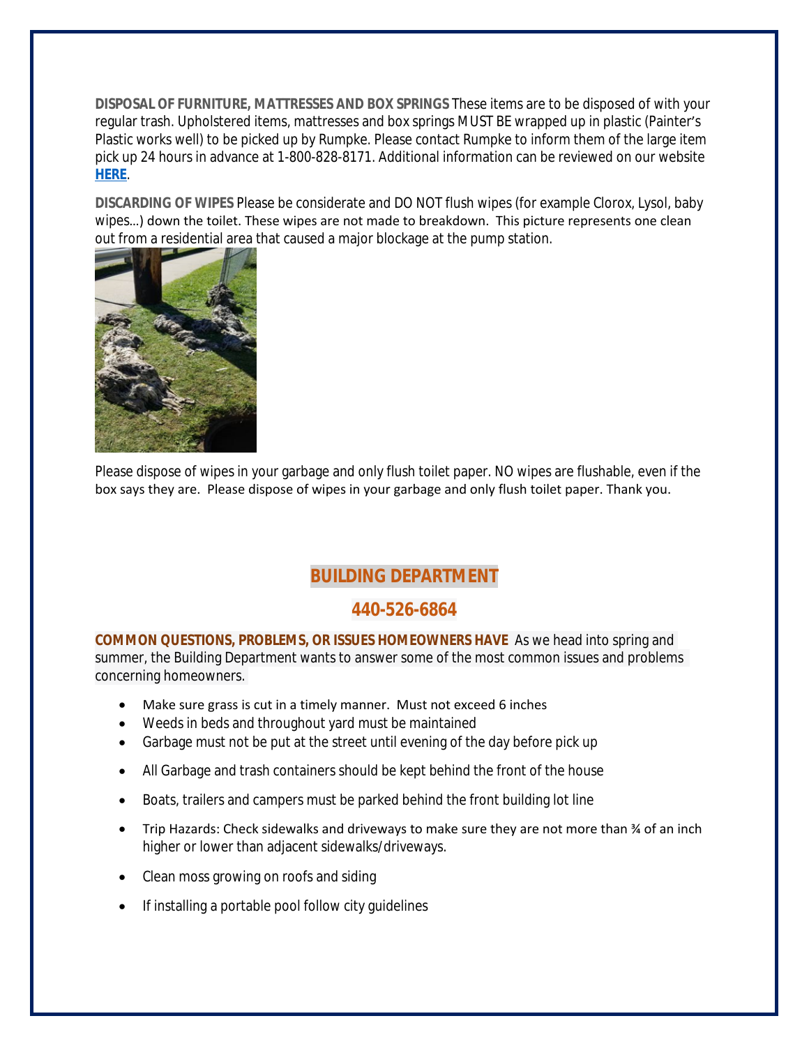**DISPOSAL OF FURNITURE, MATTRESSES AND BOX SPRINGS** These items are to be disposed of with your regular trash. Upholstered items, mattresses and box springs MUST BE wrapped up in plastic (Painter's Plastic works well) to be picked up by Rumpke. Please contact Rumpke to inform them of the large item pick up 24 hours in advance at 1-800-828-8171. Additional information can be reviewed on our website **HERE**.

**DISCARDING OF WIPES** Please be considerate and DO NOT flush wipes (for example Clorox, Lysol, baby wipes…) down the toilet. These wipes are not made to breakdown. This picture represents one clean out from a residential area that caused a major blockage at the pump station.

Please dispose of wipes in your garbage and only flush toilet paper. NO wipes are flushable, even if the box says they are. Please dispose of wipes in your garbage and only flush toilet paper. Thank you.

## BUILDING DEPARTMENT

## 440-526-6864

**COMMON QUESTIONS, PROBLEMS, OR ISSUES HOMEOWNERS HAVE** As we head into spring and summer, the Building Department wants to answer some of the most common issues and problems concerning homeowners.

- Make sure grass is cut in a timely manner. Must not exceed 6 inches
- Weeds in beds and throughout yard must be maintained
- Garbage must not be put at the street until evening of the day before pick up
- All Garbage and trash containers should be kept behind the front of the house
- Boats, trailers and campers must be parked behind the front building lot line
- Trip Hazards: Check sidewalks and driveways to make sure they are not more than ¾ of an inch higher or lower than adjacent sidewalks/driveways.
- Clean moss growing on roofs and siding
- If installing a portable pool follow city guidelines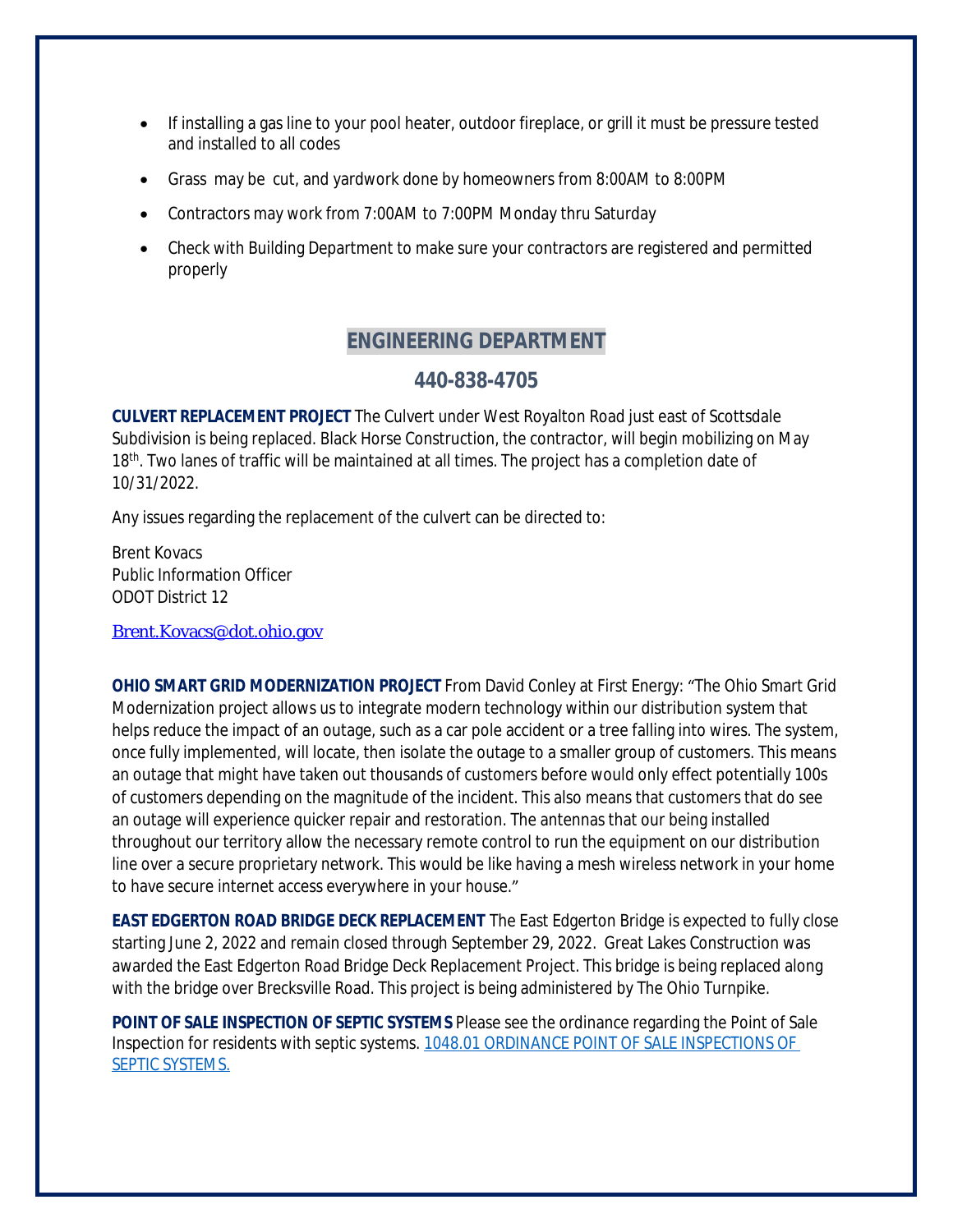- If installing a gas line to your pool heater, outdoor fireplace, or grill it must be pressure tested and installed to all codes
- Grass may be cut, and yardwork done by homeowners from 8:00AM to 8:00PM
- Contractors may work from 7:00AM to 7:00PM Monday thru Saturday
- Check with Building Department to make sure your contractors are registered and permitted properly

## ENGINEERING DEPARTMENT

### 440-838-4705

**CULVERT REPLACEMENT PROJECT** The Culvert under West Royalton Road just east of Scottsdale Subdivision is being replaced. Black Horse Construction, the contractor, will begin mobilizing on May 18th. Two lanes of traffic will be maintained at all times. The project has a completion date of 10/31/2022.

Any issues regarding the replacement of the culvert can be directed to:

Brent Kovacs
Public Information Officer
ODOT District 12

Brent.Kovacs@dot.ohio.gov

**OHIO SMART GRID MODERNIZATION PROJECT** From David Conley at First Energy: "The Ohio Smart Grid Modernization project allows us to integrate modern technology within our distribution system that helps reduce the impact of an outage, such as a car pole accident or a tree falling into wires. The system, once fully implemented, will locate, then isolate the outage to a smaller group of customers. This means an outage that might have taken out thousands of customers before would only effect potentially 100s of customers depending on the magnitude of the incident. This also means that customers that do see an outage will experience quicker repair and restoration. The antennas that our being installed throughout our territory allow the necessary remote control to run the equipment on our distribution line over a secure proprietary network. This would be like having a mesh wireless network in your home to have secure internet access everywhere in your house."

**EAST EDGERTON ROAD BRIDGE DECK REPLACEMENT** The East Edgerton Bridge is expected to fully close starting June 2, 2022 and remain closed through September 29, 2022. Great Lakes Construction was awarded the East Edgerton Road Bridge Deck Replacement Project. This bridge is being replaced along with the bridge over Brecksville Road. This project is being administered by The Ohio Turnpike.

**POINT OF SALE INSPECTION OF SEPTIC SYSTEMS** Please see the ordinance regarding the Point of Sale Inspection for residents with septic systems. 1048.01 ORDINANCE POINT OF SALE INSPECTIONS OF SEPTIC SYSTEMS.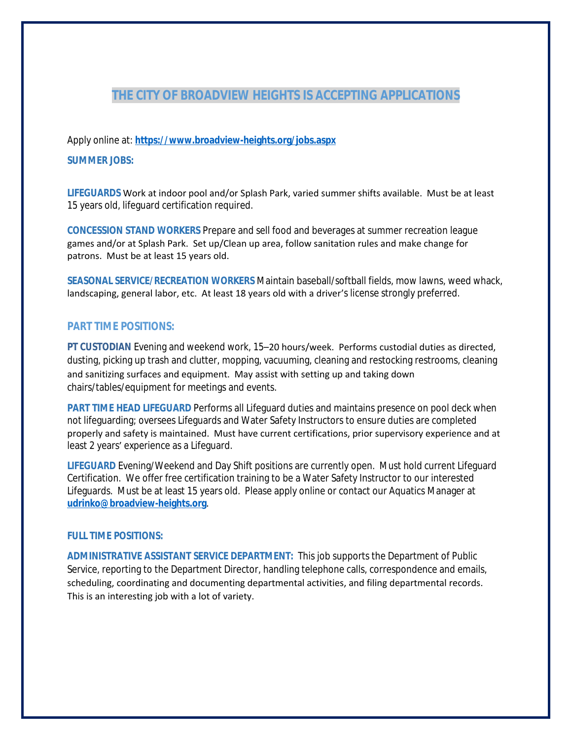# THE CITY OF BROADVIEW HEIGHTS IS ACCEPTING APPLICATIONS

Apply online at: **https://www.broadview-heights.org/jobs.aspx**

**SUMMER JOBS:**

**LIFEGUARDS** Work at indoor pool and/or Splash Park, varied summer shifts available. Must be at least 15 years old, lifeguard certification required.

**CONCESSION STAND WORKERS** Prepare and sell food and beverages at summer recreation league games and/or at Splash Park. Set up/Clean up area, follow sanitation rules and make change for patrons. Must be at least 15 years old.

**SEASONAL SERVICE/RECREATION WORKERS** Maintain baseball/softball fields, mow lawns, weed whack, landscaping, general labor, etc. At least 18 years old with a driver's license strongly preferred.

## PART TIME POSITIONS:

**PT CUSTODIAN** Evening and weekend work, 15–20 hours/week. Performs custodial duties as directed, dusting, picking up trash and clutter, mopping, vacuuming, cleaning and restocking restrooms, cleaning and sanitizing surfaces and equipment. May assist with setting up and taking down chairs/tables/equipment for meetings and events.

**PART TIME HEAD LIFEGUARD** Performs all Lifeguard duties and maintains presence on pool deck when not lifeguarding; oversees Lifeguards and Water Safety Instructors to ensure duties are completed properly and safety is maintained. Must have current certifications, prior supervisory experience and at least 2 years' experience as a Lifeguard.

**LIFEGUARD** Evening/Weekend and Day Shift positions are currently open. Must hold current Lifeguard Certification. We offer free certification training to be a Water Safety Instructor to our interested Lifeguards. Must be at least 15 years old. Please apply online or contact our Aquatics Manager at **udrinko@broadview-heights.org**.

**FULL TIME POSITIONS:**

**ADMINISTRATIVE ASSISTANT SERVICE DEPARTMENT:** This job supports the Department of Public Service, reporting to the Department Director, handling telephone calls, correspondence and emails, scheduling, coordinating and documenting departmental activities, and filing departmental records. This is an interesting job with a lot of variety.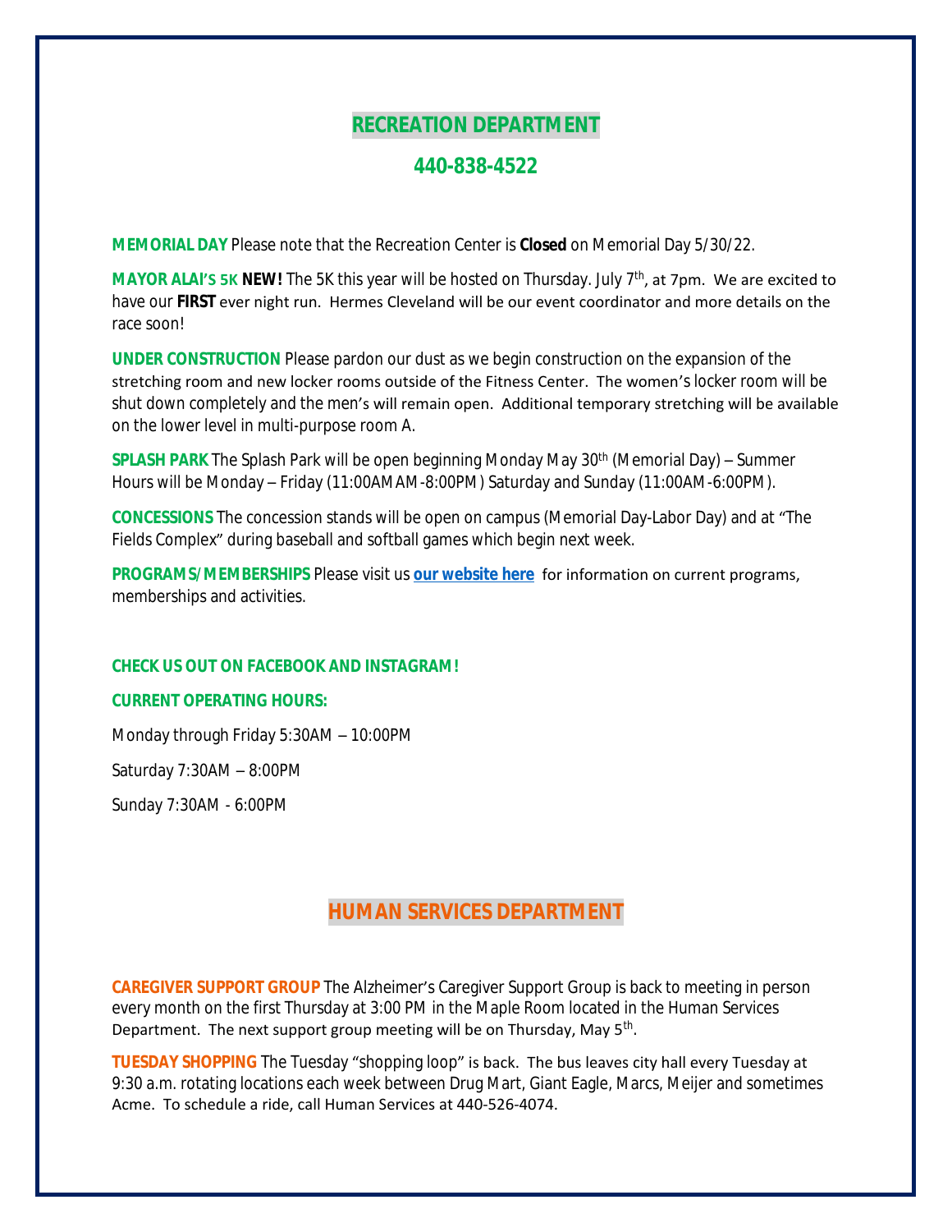## RECREATION DEPARTMENT

## 440-838-4522

**MEMORIAL DAY** Please note that the Recreation Center is **Closed** on Memorial Day 5/30/22.

**MAYOR ALAI'S 5K** **NEW!** The 5K this year will be hosted on Thursday. July 7th, at 7pm. We are excited to have our **FIRST** ever night run. Hermes Cleveland will be our event coordinator and more details on the race soon!

**UNDER CONSTRUCTION** Please pardon our dust as we begin construction on the expansion of the stretching room and new locker rooms outside of the Fitness Center. The women's locker room will be shut down completely and the men's will remain open. Additional temporary stretching will be available on the lower level in multi-purpose room A.

**SPLASH PARK** The Splash Park will be open beginning Monday May 30th (Memorial Day) – Summer Hours will be Monday – Friday (11:00AMAM-8:00PM) Saturday and Sunday (11:00AM-6:00PM).

**CONCESSIONS** The concession stands will be open on campus (Memorial Day-Labor Day) and at "The Fields Complex" during baseball and softball games which begin next week.

**PROGRAMS/MEMBERSHIPS** Please visit us **our website here** for information on current programs, memberships and activities.

**CHECK US OUT ON FACEBOOK AND INSTAGRAM!**

**CURRENT OPERATING HOURS:**

Monday through Friday 5:30AM – 10:00PM

Saturday 7:30AM – 8:00PM

Sunday 7:30AM - 6:00PM

## HUMAN SERVICES DEPARTMENT

**CAREGIVER SUPPORT GROUP** The Alzheimer's Caregiver Support Group is back to meeting in person every month on the first Thursday at 3:00 PM in the Maple Room located in the Human Services Department. The next support group meeting will be on Thursday, May 5th.

**TUESDAY SHOPPING** The Tuesday "shopping loop" is back. The bus leaves city hall every Tuesday at 9:30 a.m. rotating locations each week between Drug Mart, Giant Eagle, Marcs, Meijer and sometimes Acme. To schedule a ride, call Human Services at 440-526-4074.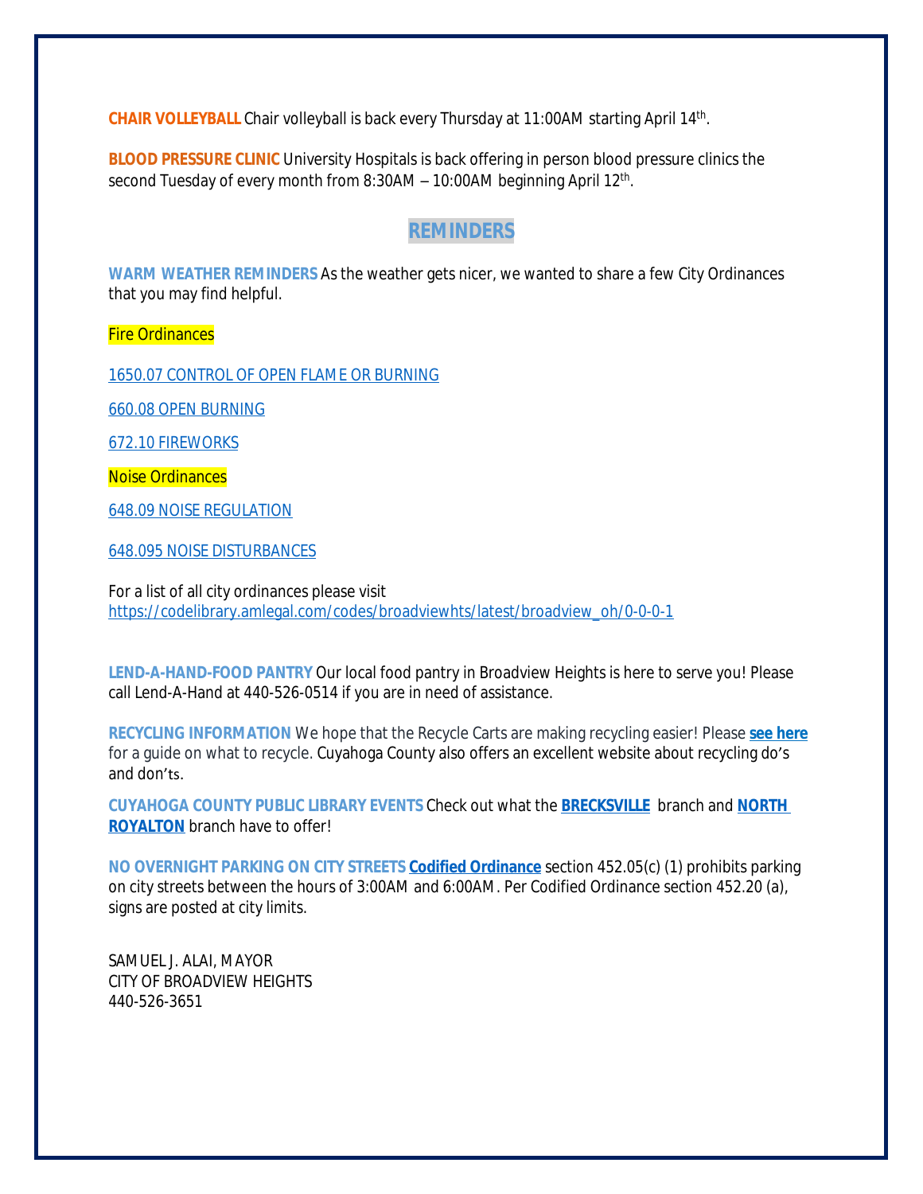**CHAIR VOLLEYBALL** Chair volleyball is back every Thursday at 11:00AM starting April 14th.

**BLOOD PRESSURE CLINIC** University Hospitals is back offering in person blood pressure clinics the second Tuesday of every month from 8:30AM – 10:00AM beginning April 12th.

## REMINDERS

**WARM WEATHER REMINDERS** As the weather gets nicer, we wanted to share a few City Ordinances that you may find helpful.

Fire Ordinances

1650.07 CONTROL OF OPEN FLAME OR BURNING

660.08 OPEN BURNING

672.10 FIREWORKS

Noise Ordinances

648.09 NOISE REGULATION

648.095 NOISE DISTURBANCES

For a list of all city ordinances please visit https://codelibrary.amlegal.com/codes/broadviewhts/latest/broadview_oh/0-0-0-1

**LEND-A-HAND-FOOD PANTRY** Our local food pantry in Broadview Heights is here to serve you! Please call Lend-A-Hand at 440-526-0514 if you are in need of assistance.

**RECYCLING INFORMATION** We hope that the Recycle Carts are making recycling easier! Please **see here** for a guide on what to recycle. Cuyahoga County also offers an excellent website about recycling do's and don'ts.

**CUYAHOGA COUNTY PUBLIC LIBRARY EVENTS** Check out what the **BRECKSVILLE** branch and **NORTH ROYALTON** branch have to offer!

**NO OVERNIGHT PARKING ON CITY STREETS** **Codified Ordinance** section 452.05(c) (1) prohibits parking on city streets between the hours of 3:00AM and 6:00AM. Per Codified Ordinance section 452.20 (a), signs are posted at city limits.

SAMUEL J. ALAI, MAYOR
CITY OF BROADVIEW HEIGHTS
440-526-3651